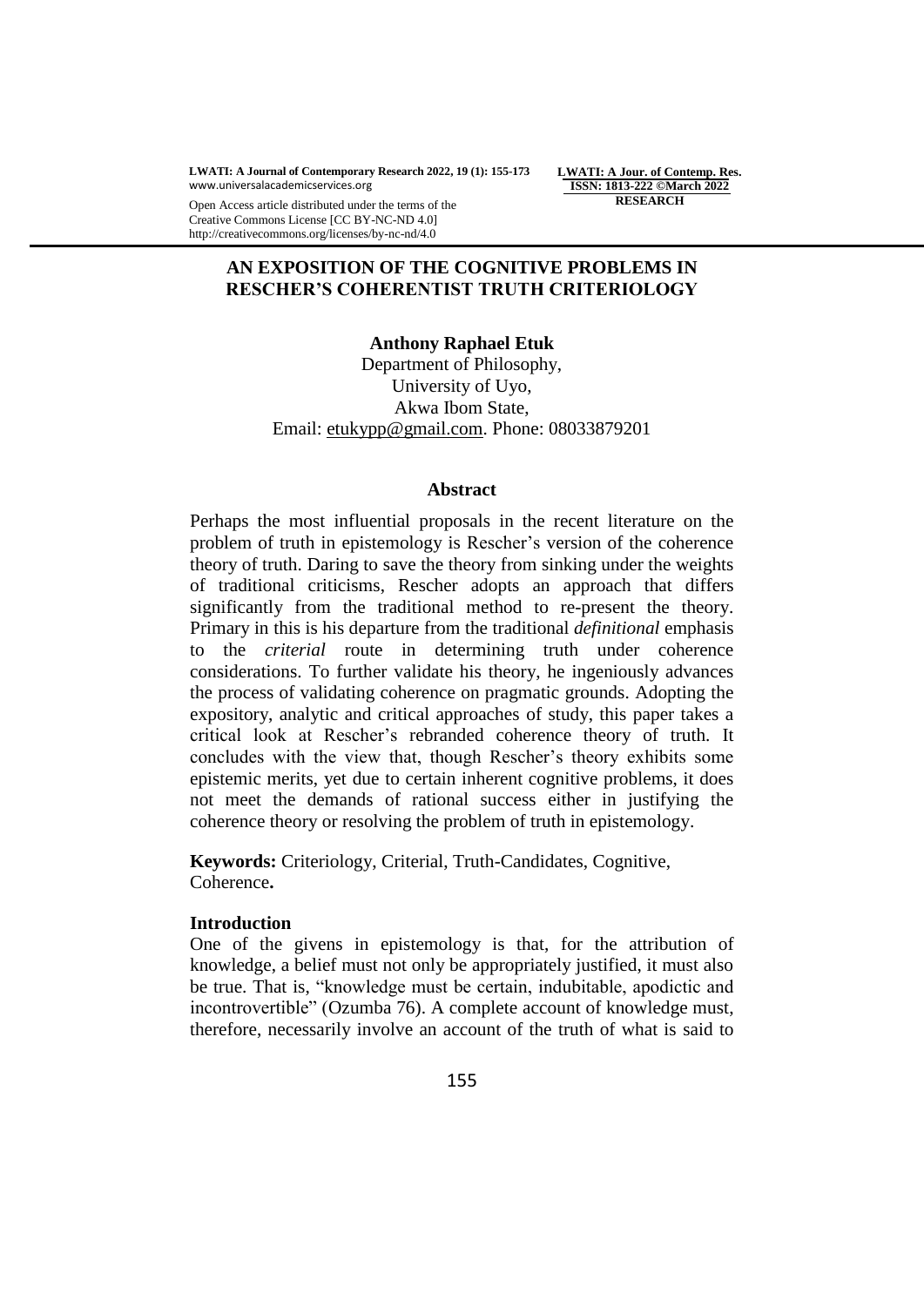Open Access article distributed under the terms of the Creative Commons License [CC BY-NC-ND 4.0] http://creativecommons.org/licenses/by-nc-nd/4.0

**RESEARCH**

# AN EXPOSITION OF THE COGNITIVE PROBLEMS IN RESCHER'S COHERENTIST TRUTH CRITERIOLOGY

**Anthony Raphael Etuk**

Department of Philosophy,
University of Uyo,
Akwa Ibom State,
Email: etukypp@gmail.com. Phone: 08033879201

## Abstract

Perhaps the most influential proposals in the recent literature on the problem of truth in epistemology is Rescher's version of the coherence theory of truth. Daring to save the theory from sinking under the weights of traditional criticisms, Rescher adopts an approach that differs significantly from the traditional method to re-present the theory. Primary in this is his departure from the traditional *definitional* emphasis to the *criterial* route in determining truth under coherence considerations. To further validate his theory, he ingeniously advances the process of validating coherence on pragmatic grounds. Adopting the expository, analytic and critical approaches of study, this paper takes a critical look at Rescher's rebranded coherence theory of truth. It concludes with the view that, though Rescher's theory exhibits some epistemic merits, yet due to certain inherent cognitive problems, it does not meet the demands of rational success either in justifying the coherence theory or resolving the problem of truth in epistemology.

**Keywords:** Criteriology, Criterial, Truth-Candidates, Cognitive, Coherence**.**

## Introduction

One of the givens in epistemology is that, for the attribution of knowledge, a belief must not only be appropriately justified, it must also be true. That is, "knowledge must be certain, indubitable, apodictic and incontrovertible" (Ozumba 76). A complete account of knowledge must, therefore, necessarily involve an account of the truth of what is said to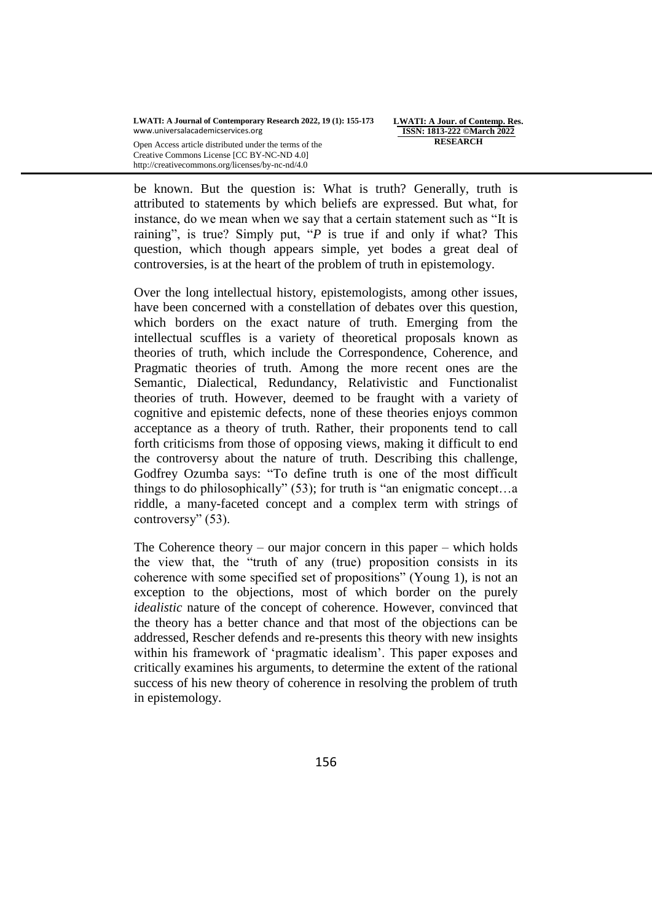be known. But the question is: What is truth? Generally, truth is attributed to statements by which beliefs are expressed. But what, for instance, do we mean when we say that a certain statement such as "It is raining", is true? Simply put, "*P* is true if and only if what? This question, which though appears simple, yet bodes a great deal of controversies, is at the heart of the problem of truth in epistemology.

Over the long intellectual history, epistemologists, among other issues, have been concerned with a constellation of debates over this question, which borders on the exact nature of truth. Emerging from the intellectual scuffles is a variety of theoretical proposals known as theories of truth, which include the Correspondence, Coherence, and Pragmatic theories of truth. Among the more recent ones are the Semantic, Dialectical, Redundancy, Relativistic and Functionalist theories of truth. However, deemed to be fraught with a variety of cognitive and epistemic defects, none of these theories enjoys common acceptance as a theory of truth. Rather, their proponents tend to call forth criticisms from those of opposing views, making it difficult to end the controversy about the nature of truth. Describing this challenge, Godfrey Ozumba says: "To define truth is one of the most difficult things to do philosophically" (53); for truth is "an enigmatic concept…a riddle, a many-faceted concept and a complex term with strings of controversy" (53).

The Coherence theory – our major concern in this paper – which holds the view that, the "truth of any (true) proposition consists in its coherence with some specified set of propositions" (Young 1), is not an exception to the objections, most of which border on the purely *idealistic* nature of the concept of coherence. However, convinced that the theory has a better chance and that most of the objections can be addressed, Rescher defends and re-presents this theory with new insights within his framework of 'pragmatic idealism'. This paper exposes and critically examines his arguments, to determine the extent of the rational success of his new theory of coherence in resolving the problem of truth in epistemology.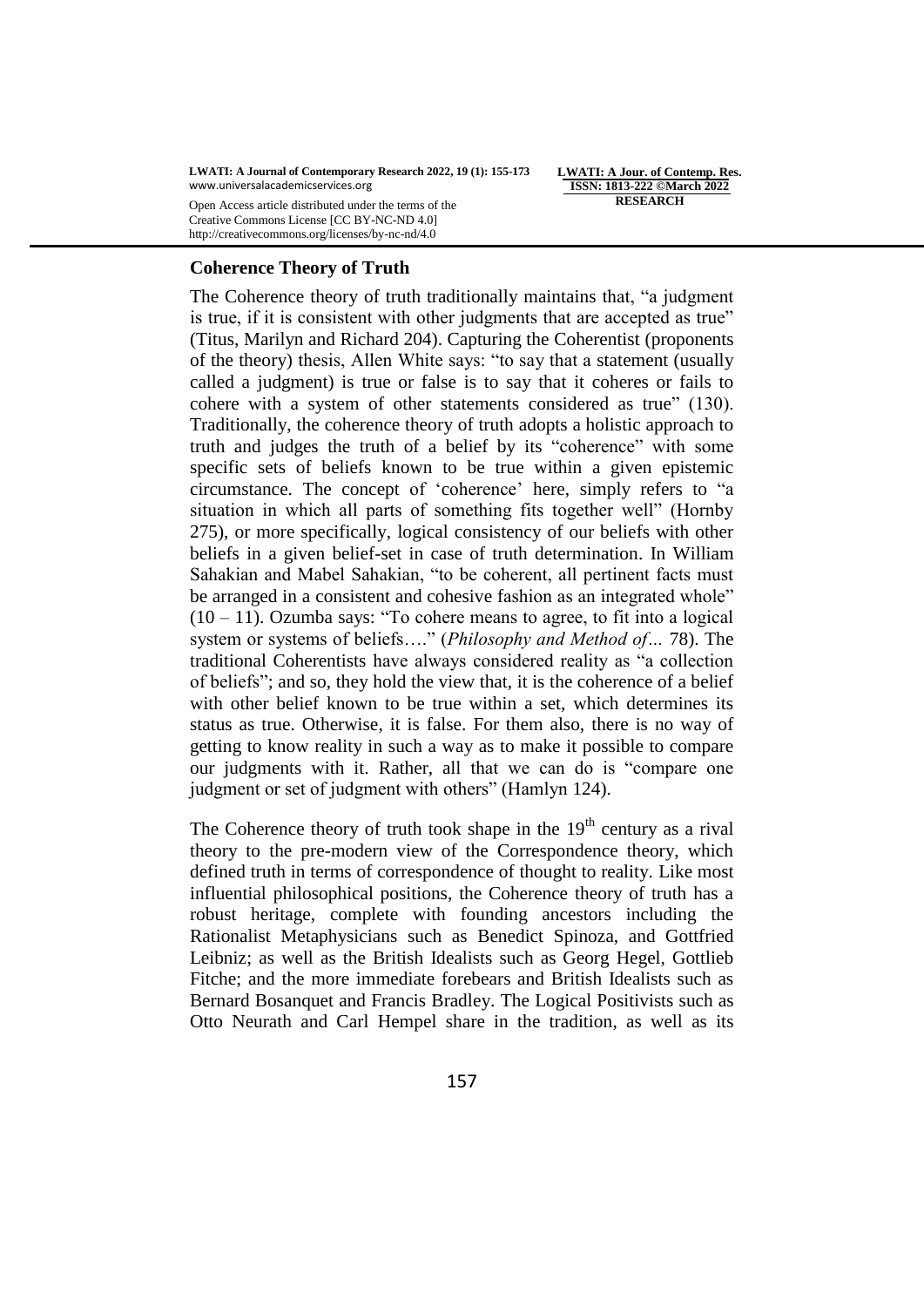## Coherence Theory of Truth

The Coherence theory of truth traditionally maintains that, "a judgment is true, if it is consistent with other judgments that are accepted as true" (Titus, Marilyn and Richard 204). Capturing the Coherentist (proponents of the theory) thesis, Allen White says: "to say that a statement (usually called a judgment) is true or false is to say that it coheres or fails to cohere with a system of other statements considered as true" (130). Traditionally, the coherence theory of truth adopts a holistic approach to truth and judges the truth of a belief by its "coherence" with some specific sets of beliefs known to be true within a given epistemic circumstance. The concept of 'coherence' here, simply refers to "a situation in which all parts of something fits together well" (Hornby 275), or more specifically, logical consistency of our beliefs with other beliefs in a given belief-set in case of truth determination. In William Sahakian and Mabel Sahakian, "to be coherent, all pertinent facts must be arranged in a consistent and cohesive fashion as an integrated whole" (10 – 11). Ozumba says: "To cohere means to agree, to fit into a logical system or systems of beliefs…." (*Philosophy and Method of…* 78). The traditional Coherentists have always considered reality as "a collection of beliefs"; and so, they hold the view that, it is the coherence of a belief with other belief known to be true within a set, which determines its status as true. Otherwise, it is false. For them also, there is no way of getting to know reality in such a way as to make it possible to compare our judgments with it. Rather, all that we can do is "compare one judgment or set of judgment with others" (Hamlyn 124).

The Coherence theory of truth took shape in the 19th century as a rival theory to the pre-modern view of the Correspondence theory, which defined truth in terms of correspondence of thought to reality. Like most influential philosophical positions, the Coherence theory of truth has a robust heritage, complete with founding ancestors including the Rationalist Metaphysicians such as Benedict Spinoza, and Gottfried Leibniz; as well as the British Idealists such as Georg Hegel, Gottlieb Fitche; and the more immediate forebears and British Idealists such as Bernard Bosanquet and Francis Bradley. The Logical Positivists such as Otto Neurath and Carl Hempel share in the tradition, as well as its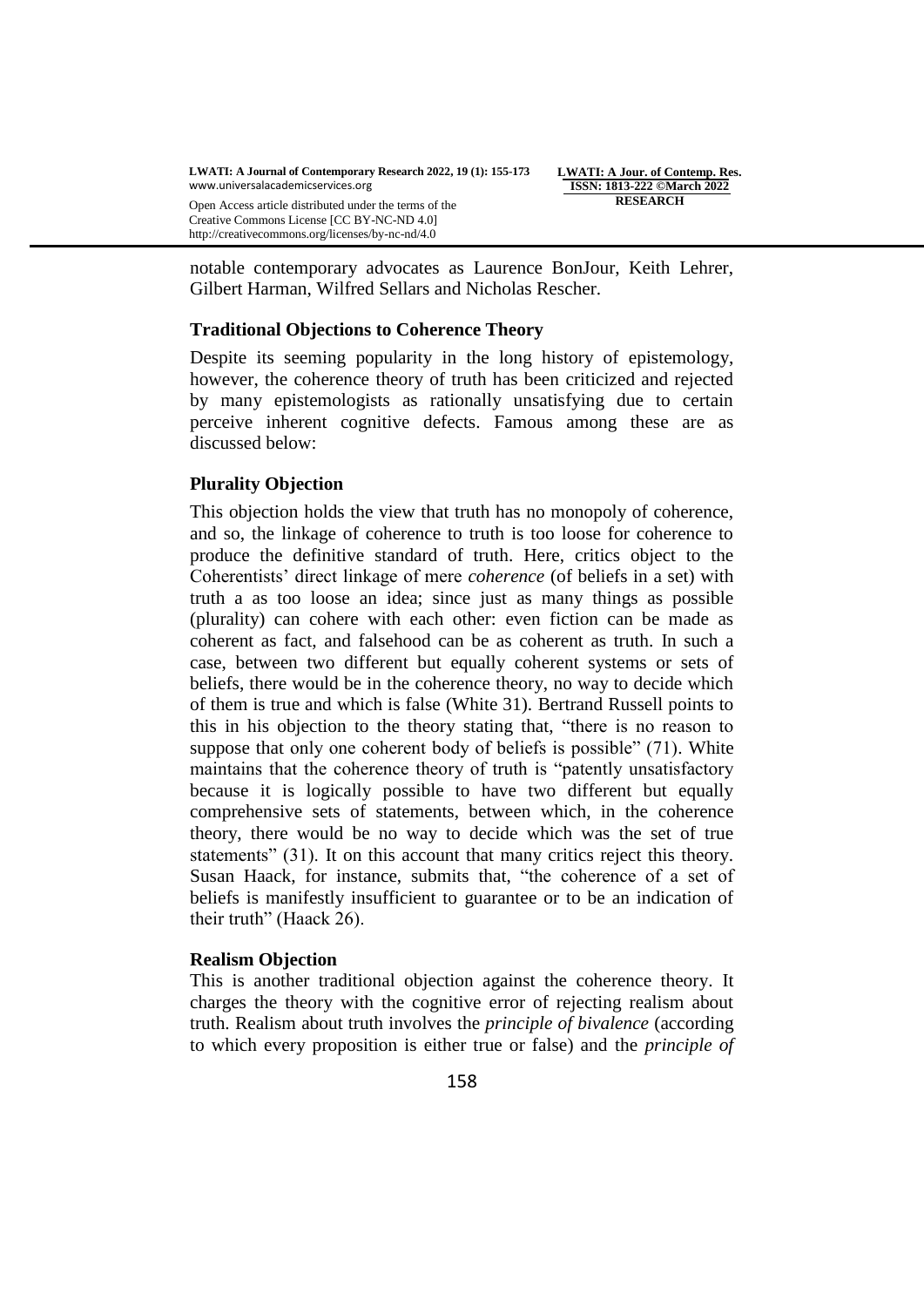notable contemporary advocates as Laurence BonJour, Keith Lehrer, Gilbert Harman, Wilfred Sellars and Nicholas Rescher.

### Traditional Objections to Coherence Theory

Despite its seeming popularity in the long history of epistemology, however, the coherence theory of truth has been criticized and rejected by many epistemologists as rationally unsatisfying due to certain perceive inherent cognitive defects. Famous among these are as discussed below:

### Plurality Objection

This objection holds the view that truth has no monopoly of coherence, and so, the linkage of coherence to truth is too loose for coherence to produce the definitive standard of truth. Here, critics object to the Coherentists' direct linkage of mere *coherence* (of beliefs in a set) with truth a as too loose an idea; since just as many things as possible (plurality) can cohere with each other: even fiction can be made as coherent as fact, and falsehood can be as coherent as truth. In such a case, between two different but equally coherent systems or sets of beliefs, there would be in the coherence theory, no way to decide which of them is true and which is false (White 31). Bertrand Russell points to this in his objection to the theory stating that, "there is no reason to suppose that only one coherent body of beliefs is possible" (71). White maintains that the coherence theory of truth is "patently unsatisfactory because it is logically possible to have two different but equally comprehensive sets of statements, between which, in the coherence theory, there would be no way to decide which was the set of true statements" (31). It on this account that many critics reject this theory. Susan Haack, for instance, submits that, "the coherence of a set of beliefs is manifestly insufficient to guarantee or to be an indication of their truth" (Haack 26).

### Realism Objection

This is another traditional objection against the coherence theory. It charges the theory with the cognitive error of rejecting realism about truth. Realism about truth involves the *principle of bivalence* (according to which every proposition is either true or false) and the *principle of*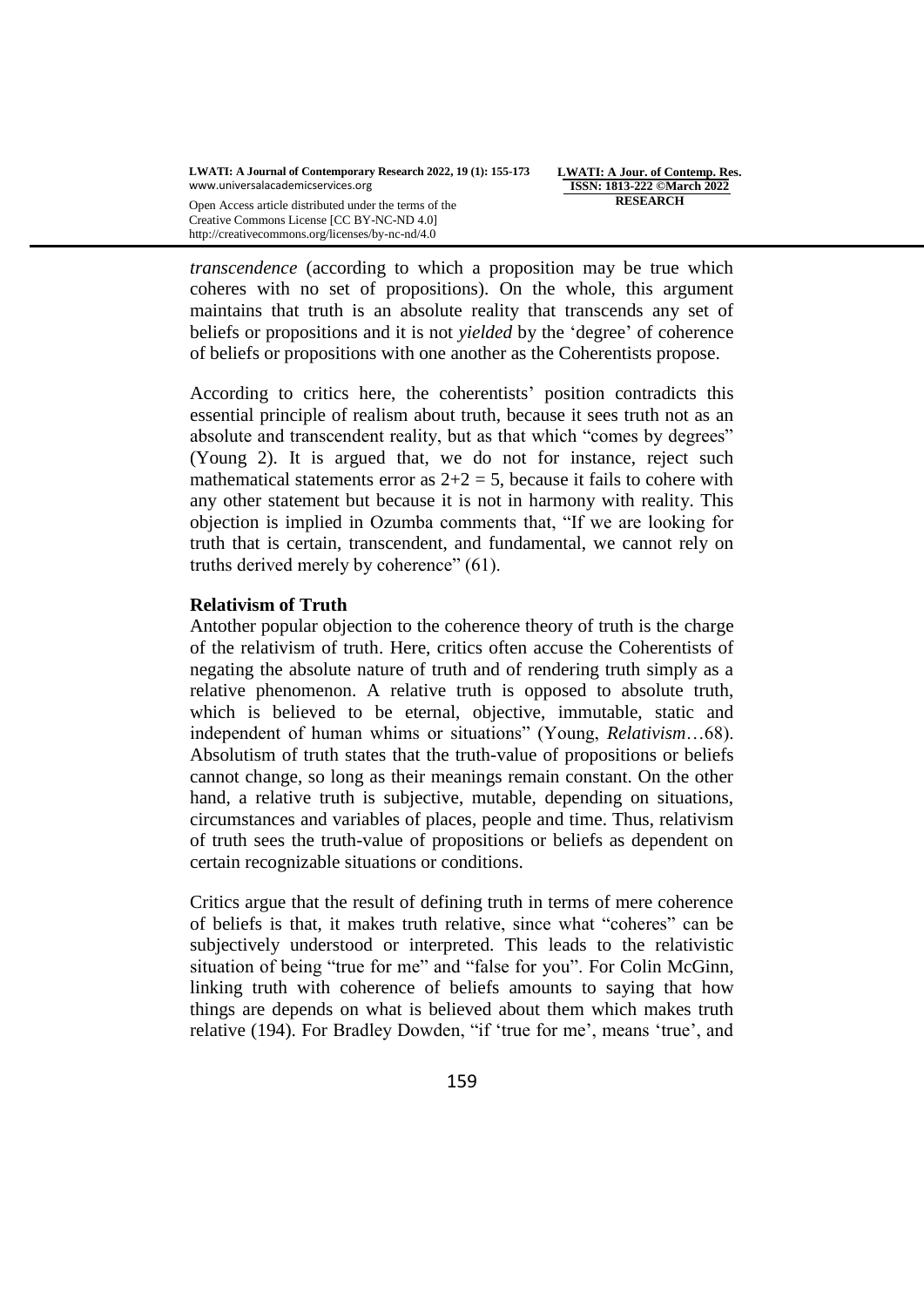*transcendence* (according to which a proposition may be true which coheres with no set of propositions). On the whole, this argument maintains that truth is an absolute reality that transcends any set of beliefs or propositions and it is not *yielded* by the 'degree' of coherence of beliefs or propositions with one another as the Coherentists propose.

According to critics here, the coherentists' position contradicts this essential principle of realism about truth, because it sees truth not as an absolute and transcendent reality, but as that which "comes by degrees" (Young 2). It is argued that, we do not for instance, reject such mathematical statements error as $2+2 = 5$, because it fails to cohere with any other statement but because it is not in harmony with reality. This objection is implied in Ozumba comments that, "If we are looking for truth that is certain, transcendent, and fundamental, we cannot rely on truths derived merely by coherence" (61).

### Relativism of Truth

Antother popular objection to the coherence theory of truth is the charge of the relativism of truth. Here, critics often accuse the Coherentists of negating the absolute nature of truth and of rendering truth simply as a relative phenomenon. A relative truth is opposed to absolute truth, which is believed to be eternal, objective, immutable, static and independent of human whims or situations" (Young, *Relativism*…68). Absolutism of truth states that the truth-value of propositions or beliefs cannot change, so long as their meanings remain constant. On the other hand, a relative truth is subjective, mutable, depending on situations, circumstances and variables of places, people and time. Thus, relativism of truth sees the truth-value of propositions or beliefs as dependent on certain recognizable situations or conditions.

Critics argue that the result of defining truth in terms of mere coherence of beliefs is that, it makes truth relative, since what "coheres" can be subjectively understood or interpreted. This leads to the relativistic situation of being "true for me" and "false for you". For Colin McGinn, linking truth with coherence of beliefs amounts to saying that how things are depends on what is believed about them which makes truth relative (194). For Bradley Dowden, "if 'true for me', means 'true', and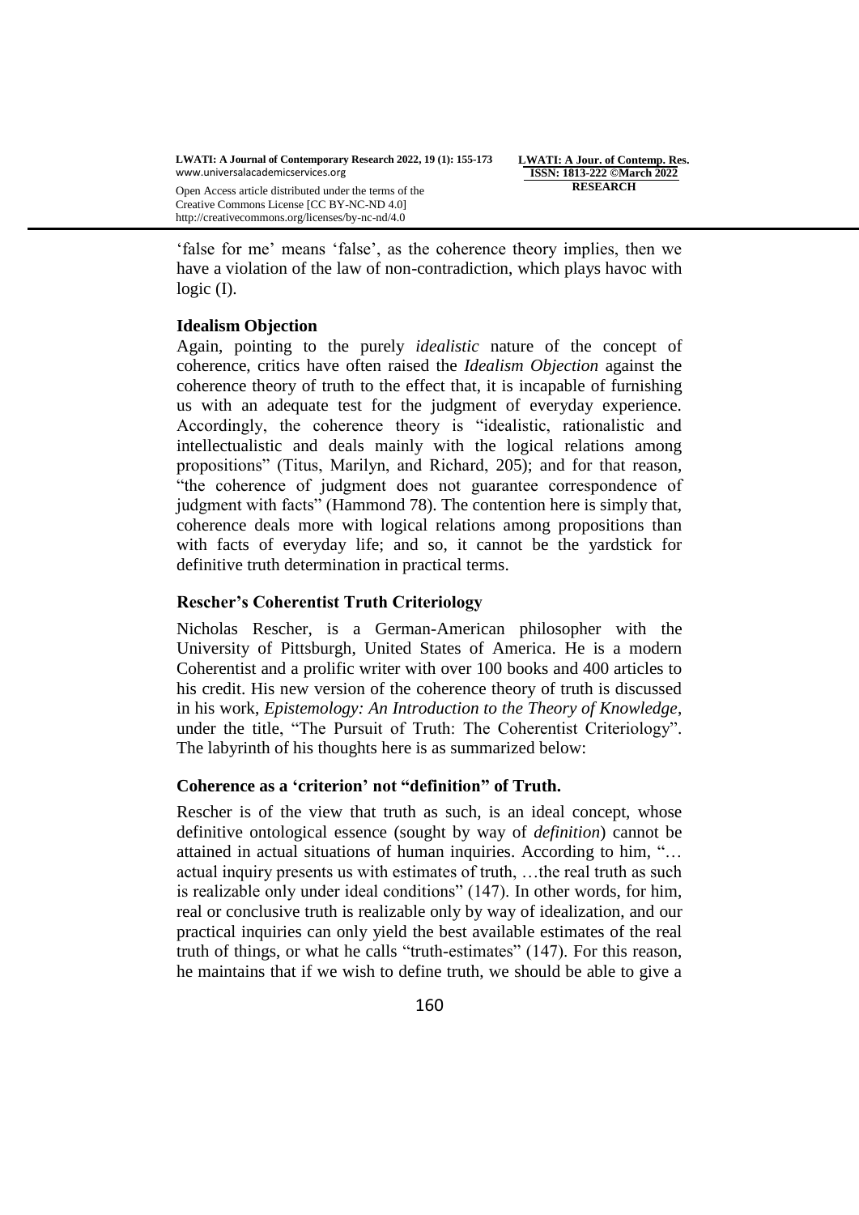'false for me' means 'false', as the coherence theory implies, then we have a violation of the law of non-contradiction, which plays havoc with logic (I).

### Idealism Objection

Again, pointing to the purely *idealistic* nature of the concept of coherence, critics have often raised the *Idealism Objection* against the coherence theory of truth to the effect that, it is incapable of furnishing us with an adequate test for the judgment of everyday experience. Accordingly, the coherence theory is "idealistic, rationalistic and intellectualistic and deals mainly with the logical relations among propositions" (Titus, Marilyn, and Richard, 205); and for that reason, "the coherence of judgment does not guarantee correspondence of judgment with facts" (Hammond 78). The contention here is simply that, coherence deals more with logical relations among propositions than with facts of everyday life; and so, it cannot be the yardstick for definitive truth determination in practical terms.

### Rescher's Coherentist Truth Criteriology

Nicholas Rescher, is a German-American philosopher with the University of Pittsburgh, United States of America. He is a modern Coherentist and a prolific writer with over 100 books and 400 articles to his credit. His new version of the coherence theory of truth is discussed in his work, *Epistemology: An Introduction to the Theory of Knowledge*, under the title, "The Pursuit of Truth: The Coherentist Criteriology". The labyrinth of his thoughts here is as summarized below:

### Coherence as a 'criterion' not "definition" of Truth.

Rescher is of the view that truth as such, is an ideal concept, whose definitive ontological essence (sought by way of *definition*) cannot be attained in actual situations of human inquiries. According to him, "… actual inquiry presents us with estimates of truth, …the real truth as such is realizable only under ideal conditions" (147). In other words, for him, real or conclusive truth is realizable only by way of idealization, and our practical inquiries can only yield the best available estimates of the real truth of things, or what he calls "truth-estimates" (147). For this reason, he maintains that if we wish to define truth, we should be able to give a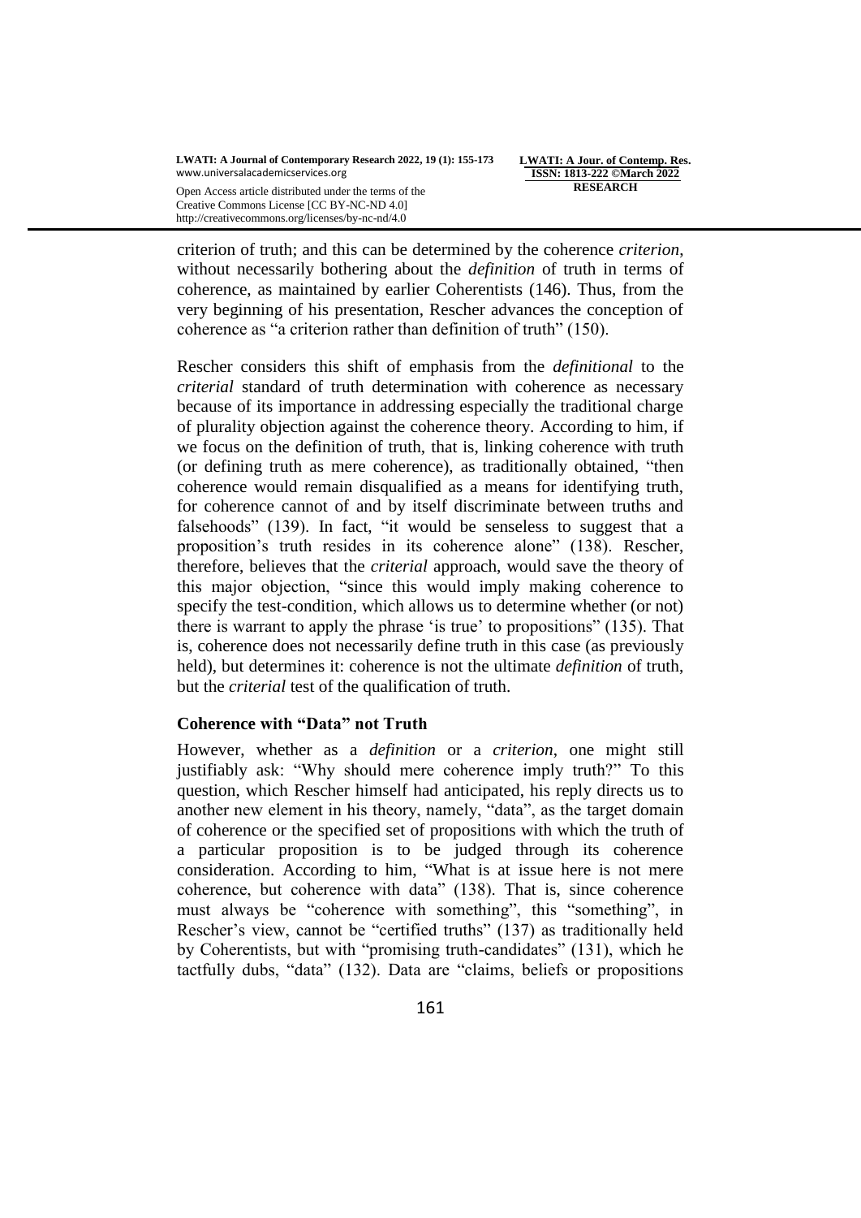criterion of truth; and this can be determined by the coherence *criterion*, without necessarily bothering about the *definition* of truth in terms of coherence, as maintained by earlier Coherentists (146). Thus, from the very beginning of his presentation, Rescher advances the conception of coherence as "a criterion rather than definition of truth" (150).

Rescher considers this shift of emphasis from the *definitional* to the *criterial* standard of truth determination with coherence as necessary because of its importance in addressing especially the traditional charge of plurality objection against the coherence theory. According to him, if we focus on the definition of truth, that is, linking coherence with truth (or defining truth as mere coherence), as traditionally obtained, "then coherence would remain disqualified as a means for identifying truth, for coherence cannot of and by itself discriminate between truths and falsehoods" (139). In fact, "it would be senseless to suggest that a proposition's truth resides in its coherence alone" (138). Rescher, therefore, believes that the *criterial* approach, would save the theory of this major objection, "since this would imply making coherence to specify the test-condition, which allows us to determine whether (or not) there is warrant to apply the phrase 'is true' to propositions" (135). That is, coherence does not necessarily define truth in this case (as previously held), but determines it: coherence is not the ultimate *definition* of truth, but the *criterial* test of the qualification of truth.

### Coherence with "Data" not Truth

However, whether as a *definition* or a *criterion*, one might still justifiably ask: "Why should mere coherence imply truth?" To this question, which Rescher himself had anticipated, his reply directs us to another new element in his theory, namely, "data", as the target domain of coherence or the specified set of propositions with which the truth of a particular proposition is to be judged through its coherence consideration. According to him, "What is at issue here is not mere coherence, but coherence with data" (138). That is, since coherence must always be "coherence with something", this "something", in Rescher's view, cannot be "certified truths" (137) as traditionally held by Coherentists, but with "promising truth-candidates" (131), which he tactfully dubs, "data" (132). Data are "claims, beliefs or propositions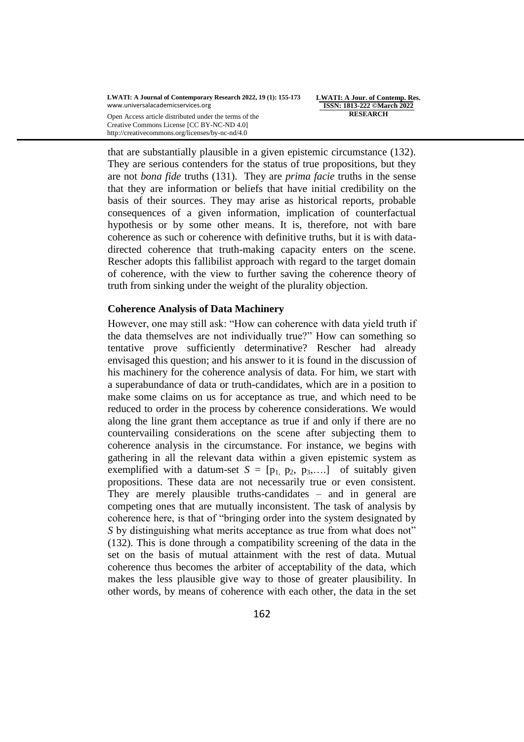that are substantially plausible in a given epistemic circumstance (132). They are serious contenders for the status of true propositions, but they are not *bona fide* truths (131). They are *prima facie* truths in the sense that they are information or beliefs that have initial credibility on the basis of their sources. They may arise as historical reports, probable consequences of a given information, implication of counterfactual hypothesis or by some other means. It is, therefore, not with bare coherence as such or coherence with definitive truths, but it is with data-directed coherence that truth-making capacity enters on the scene. Rescher adopts this fallibilist approach with regard to the target domain of coherence, with the view to further saving the coherence theory of truth from sinking under the weight of the plurality objection.

**Coherence Analysis of Data Machinery**

However, one may still ask: "How can coherence with data yield truth if the data themselves are not individually true?" How can something so tentative prove sufficiently determinative? Rescher had already envisaged this question; and his answer to it is found in the discussion of his machinery for the coherence analysis of data. For him, we start with a superabundance of data or truth-candidates, which are in a position to make some claims on us for acceptance as true, and which need to be reduced to order in the process by coherence considerations. We would along the line grant them acceptance as true if and only if there are no countervailing considerations on the scene after subjecting them to coherence analysis in the circumstance. For instance, we begins with gathering in all the relevant data within a given epistemic system as exemplified with a datum-set $S = [p_1, p_2, p_3, \ldots]$ of suitably given propositions. These data are not necessarily true or even consistent. They are merely plausible truths-candidates – and in general are competing ones that are mutually inconsistent. The task of analysis by coherence here, is that of "bringing order into the system designated by *S* by distinguishing what merits acceptance as true from what does not" (132). This is done through a compatibility screening of the data in the set on the basis of mutual attainment with the rest of data. Mutual coherence thus becomes the arbiter of acceptability of the data, which makes the less plausible give way to those of greater plausibility. In other words, by means of coherence with each other, the data in the set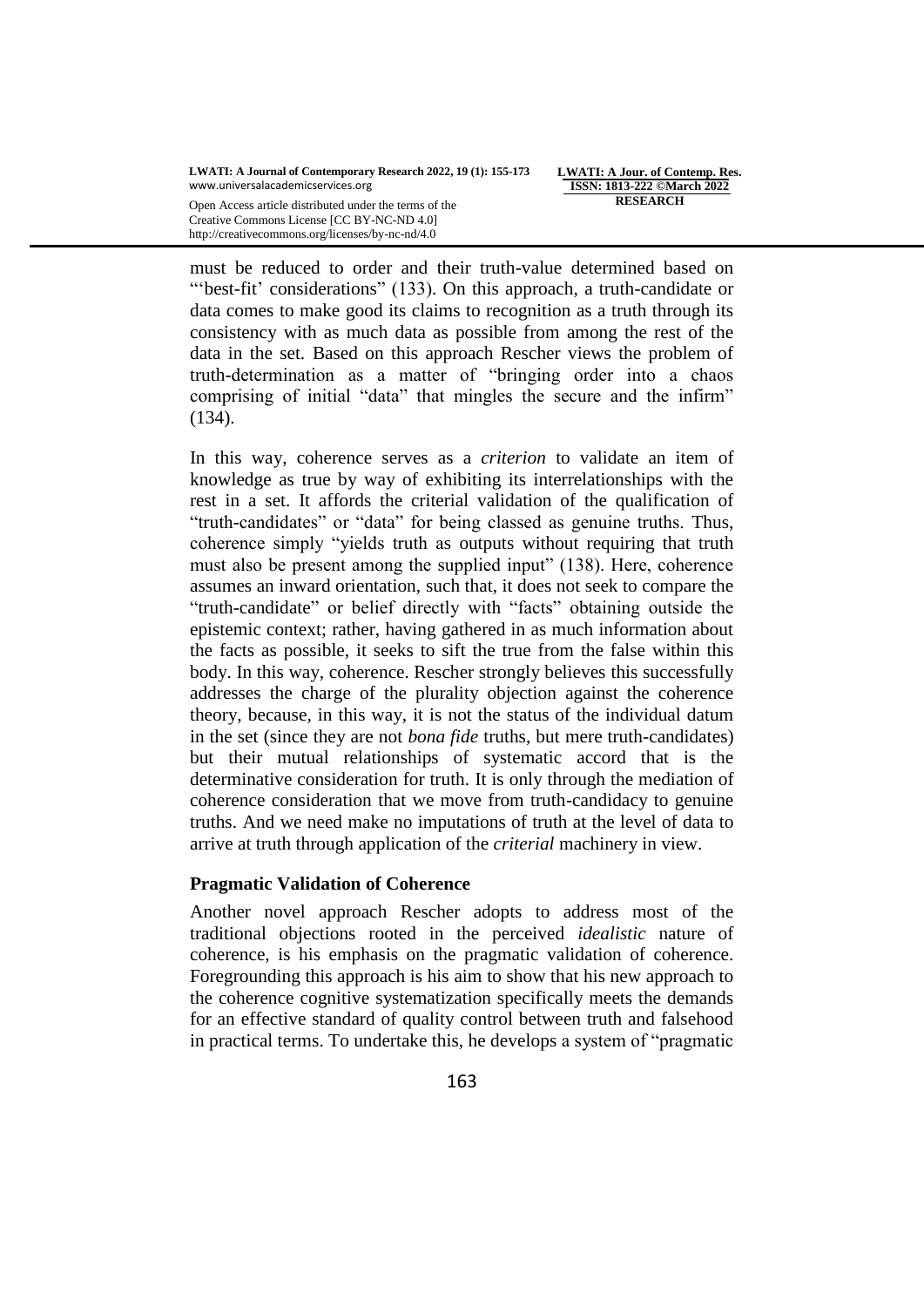must be reduced to order and their truth-value determined based on "'best-fit' considerations" (133). On this approach, a truth-candidate or data comes to make good its claims to recognition as a truth through its consistency with as much data as possible from among the rest of the data in the set. Based on this approach Rescher views the problem of truth-determination as a matter of "bringing order into a chaos comprising of initial "data" that mingles the secure and the infirm" (134).

In this way, coherence serves as a *criterion* to validate an item of knowledge as true by way of exhibiting its interrelationships with the rest in a set. It affords the criterial validation of the qualification of "truth-candidates" or "data" for being classed as genuine truths. Thus, coherence simply "yields truth as outputs without requiring that truth must also be present among the supplied input" (138). Here, coherence assumes an inward orientation, such that, it does not seek to compare the "truth-candidate" or belief directly with "facts" obtaining outside the epistemic context; rather, having gathered in as much information about the facts as possible, it seeks to sift the true from the false within this body. In this way, coherence. Rescher strongly believes this successfully addresses the charge of the plurality objection against the coherence theory, because, in this way, it is not the status of the individual datum in the set (since they are not *bona fide* truths, but mere truth-candidates) but their mutual relationships of systematic accord that is the determinative consideration for truth. It is only through the mediation of coherence consideration that we move from truth-candidacy to genuine truths. And we need make no imputations of truth at the level of data to arrive at truth through application of the *criterial* machinery in view.

**Pragmatic Validation of Coherence**

Another novel approach Rescher adopts to address most of the traditional objections rooted in the perceived *idealistic* nature of coherence, is his emphasis on the pragmatic validation of coherence. Foregrounding this approach is his aim to show that his new approach to the coherence cognitive systematization specifically meets the demands for an effective standard of quality control between truth and falsehood in practical terms. To undertake this, he develops a system of "pragmatic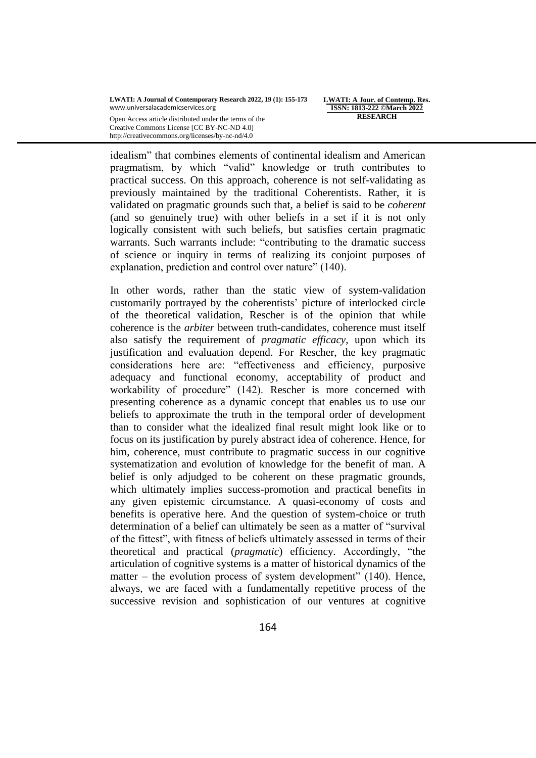idealism" that combines elements of continental idealism and American pragmatism, by which "valid" knowledge or truth contributes to practical success. On this approach, coherence is not self-validating as previously maintained by the traditional Coherentists. Rather, it is validated on pragmatic grounds such that, a belief is said to be *coherent* (and so genuinely true) with other beliefs in a set if it is not only logically consistent with such beliefs, but satisfies certain pragmatic warrants. Such warrants include: "contributing to the dramatic success of science or inquiry in terms of realizing its conjoint purposes of explanation, prediction and control over nature" (140).

In other words, rather than the static view of system-validation customarily portrayed by the coherentists' picture of interlocked circle of the theoretical validation, Rescher is of the opinion that while coherence is the *arbiter* between truth-candidates, coherence must itself also satisfy the requirement of *pragmatic efficacy*, upon which its justification and evaluation depend. For Rescher, the key pragmatic considerations here are: "effectiveness and efficiency, purposive adequacy and functional economy, acceptability of product and workability of procedure" (142). Rescher is more concerned with presenting coherence as a dynamic concept that enables us to use our beliefs to approximate the truth in the temporal order of development than to consider what the idealized final result might look like or to focus on its justification by purely abstract idea of coherence. Hence, for him, coherence, must contribute to pragmatic success in our cognitive systematization and evolution of knowledge for the benefit of man. A belief is only adjudged to be coherent on these pragmatic grounds, which ultimately implies success-promotion and practical benefits in any given epistemic circumstance. A quasi-economy of costs and benefits is operative here. And the question of system-choice or truth determination of a belief can ultimately be seen as a matter of "survival of the fittest", with fitness of beliefs ultimately assessed in terms of their theoretical and practical (*pragmatic*) efficiency. Accordingly, "the articulation of cognitive systems is a matter of historical dynamics of the matter – the evolution process of system development" (140). Hence, always, we are faced with a fundamentally repetitive process of the successive revision and sophistication of our ventures at cognitive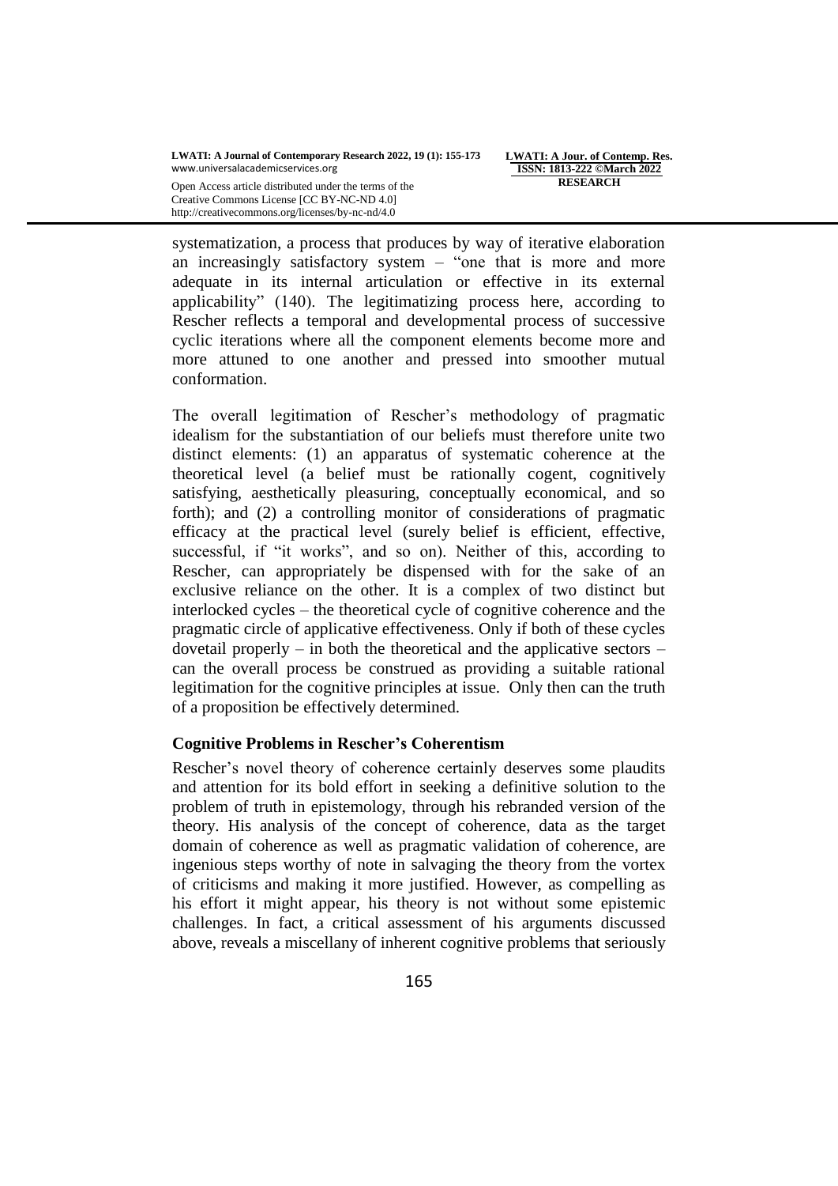systematization, a process that produces by way of iterative elaboration an increasingly satisfactory system – "one that is more and more adequate in its internal articulation or effective in its external applicability" (140). The legitimatizing process here, according to Rescher reflects a temporal and developmental process of successive cyclic iterations where all the component elements become more and more attuned to one another and pressed into smoother mutual conformation.

The overall legitimation of Rescher's methodology of pragmatic idealism for the substantiation of our beliefs must therefore unite two distinct elements: (1) an apparatus of systematic coherence at the theoretical level (a belief must be rationally cogent, cognitively satisfying, aesthetically pleasuring, conceptually economical, and so forth); and (2) a controlling monitor of considerations of pragmatic efficacy at the practical level (surely belief is efficient, effective, successful, if "it works", and so on). Neither of this, according to Rescher, can appropriately be dispensed with for the sake of an exclusive reliance on the other. It is a complex of two distinct but interlocked cycles – the theoretical cycle of cognitive coherence and the pragmatic circle of applicative effectiveness. Only if both of these cycles dovetail properly – in both the theoretical and the applicative sectors – can the overall process be construed as providing a suitable rational legitimation for the cognitive principles at issue. Only then can the truth of a proposition be effectively determined.

### Cognitive Problems in Rescher's Coherentism

Rescher's novel theory of coherence certainly deserves some plaudits and attention for its bold effort in seeking a definitive solution to the problem of truth in epistemology, through his rebranded version of the theory. His analysis of the concept of coherence, data as the target domain of coherence as well as pragmatic validation of coherence, are ingenious steps worthy of note in salvaging the theory from the vortex of criticisms and making it more justified. However, as compelling as his effort it might appear, his theory is not without some epistemic challenges. In fact, a critical assessment of his arguments discussed above, reveals a miscellany of inherent cognitive problems that seriously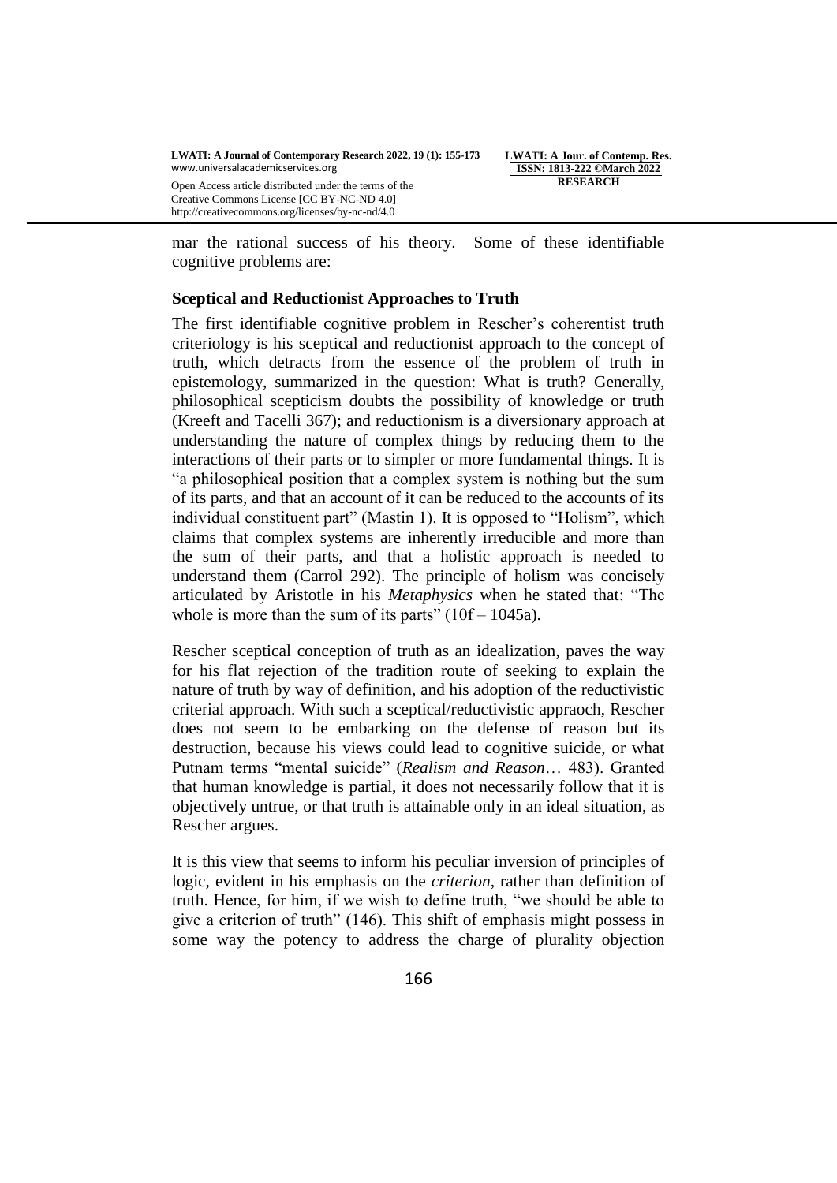mar the rational success of his theory. Some of these identifiable cognitive problems are:

**Sceptical and Reductionist Approaches to Truth**

The first identifiable cognitive problem in Rescher's coherentist truth criteriology is his sceptical and reductionist approach to the concept of truth, which detracts from the essence of the problem of truth in epistemology, summarized in the question: What is truth? Generally, philosophical scepticism doubts the possibility of knowledge or truth (Kreeft and Tacelli 367); and reductionism is a diversionary approach at understanding the nature of complex things by reducing them to the interactions of their parts or to simpler or more fundamental things. It is "a philosophical position that a complex system is nothing but the sum of its parts, and that an account of it can be reduced to the accounts of its individual constituent part" (Mastin 1). It is opposed to "Holism", which claims that complex systems are inherently irreducible and more than the sum of their parts, and that a holistic approach is needed to understand them (Carrol 292). The principle of holism was concisely articulated by Aristotle in his *Metaphysics* when he stated that: "The whole is more than the sum of its parts" (10f – 1045a).

Rescher sceptical conception of truth as an idealization, paves the way for his flat rejection of the tradition route of seeking to explain the nature of truth by way of definition, and his adoption of the reductivistic criterial approach. With such a sceptical/reductivistic appraoch, Rescher does not seem to be embarking on the defense of reason but its destruction, because his views could lead to cognitive suicide, or what Putnam terms "mental suicide" (*Realism and Reason*… 483). Granted that human knowledge is partial, it does not necessarily follow that it is objectively untrue, or that truth is attainable only in an ideal situation, as Rescher argues.

It is this view that seems to inform his peculiar inversion of principles of logic, evident in his emphasis on the *criterion*, rather than definition of truth. Hence, for him, if we wish to define truth, "we should be able to give a criterion of truth" (146). This shift of emphasis might possess in some way the potency to address the charge of plurality objection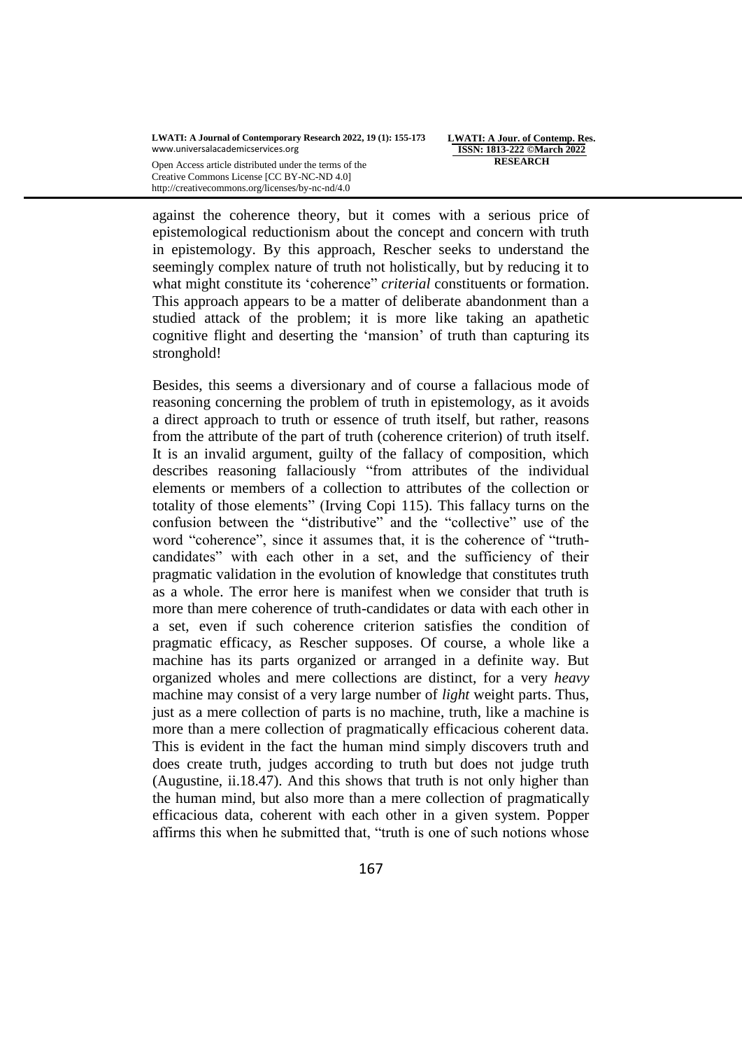against the coherence theory, but it comes with a serious price of epistemological reductionism about the concept and concern with truth in epistemology. By this approach, Rescher seeks to understand the seemingly complex nature of truth not holistically, but by reducing it to what might constitute its 'coherence" *criterial* constituents or formation. This approach appears to be a matter of deliberate abandonment than a studied attack of the problem; it is more like taking an apathetic cognitive flight and deserting the 'mansion' of truth than capturing its stronghold!

Besides, this seems a diversionary and of course a fallacious mode of reasoning concerning the problem of truth in epistemology, as it avoids a direct approach to truth or essence of truth itself, but rather, reasons from the attribute of the part of truth (coherence criterion) of truth itself. It is an invalid argument, guilty of the fallacy of composition, which describes reasoning fallaciously "from attributes of the individual elements or members of a collection to attributes of the collection or totality of those elements" (Irving Copi 115). This fallacy turns on the confusion between the "distributive" and the "collective" use of the word "coherence", since it assumes that, it is the coherence of "truth-candidates" with each other in a set, and the sufficiency of their pragmatic validation in the evolution of knowledge that constitutes truth as a whole. The error here is manifest when we consider that truth is more than mere coherence of truth-candidates or data with each other in a set, even if such coherence criterion satisfies the condition of pragmatic efficacy, as Rescher supposes. Of course, a whole like a machine has its parts organized or arranged in a definite way. But organized wholes and mere collections are distinct, for a very *heavy* machine may consist of a very large number of *light* weight parts. Thus, just as a mere collection of parts is no machine, truth, like a machine is more than a mere collection of pragmatically efficacious coherent data. This is evident in the fact the human mind simply discovers truth and does create truth, judges according to truth but does not judge truth (Augustine, ii.18.47). And this shows that truth is not only higher than the human mind, but also more than a mere collection of pragmatically efficacious data, coherent with each other in a given system. Popper affirms this when he submitted that, "truth is one of such notions whose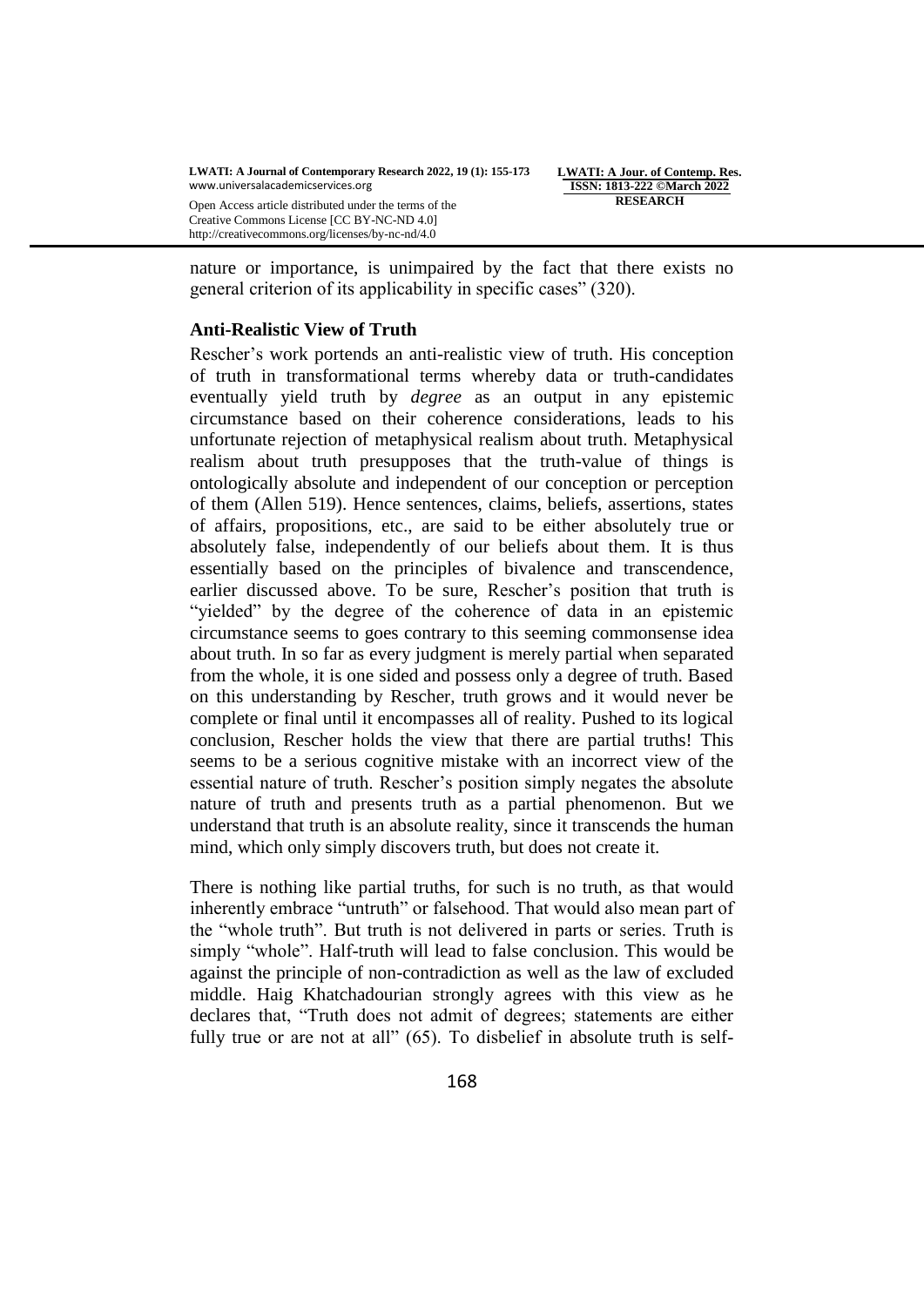nature or importance, is unimpaired by the fact that there exists no general criterion of its applicability in specific cases" (320).

### Anti-Realistic View of Truth

Rescher's work portends an anti-realistic view of truth. His conception of truth in transformational terms whereby data or truth-candidates eventually yield truth by *degree* as an output in any epistemic circumstance based on their coherence considerations, leads to his unfortunate rejection of metaphysical realism about truth. Metaphysical realism about truth presupposes that the truth-value of things is ontologically absolute and independent of our conception or perception of them (Allen 519). Hence sentences, claims, beliefs, assertions, states of affairs, propositions, etc., are said to be either absolutely true or absolutely false, independently of our beliefs about them. It is thus essentially based on the principles of bivalence and transcendence, earlier discussed above. To be sure, Rescher's position that truth is "yielded" by the degree of the coherence of data in an epistemic circumstance seems to goes contrary to this seeming commonsense idea about truth. In so far as every judgment is merely partial when separated from the whole, it is one sided and possess only a degree of truth. Based on this understanding by Rescher, truth grows and it would never be complete or final until it encompasses all of reality. Pushed to its logical conclusion, Rescher holds the view that there are partial truths! This seems to be a serious cognitive mistake with an incorrect view of the essential nature of truth. Rescher's position simply negates the absolute nature of truth and presents truth as a partial phenomenon. But we understand that truth is an absolute reality, since it transcends the human mind, which only simply discovers truth, but does not create it.

There is nothing like partial truths, for such is no truth, as that would inherently embrace "untruth" or falsehood. That would also mean part of the "whole truth". But truth is not delivered in parts or series. Truth is simply "whole". Half-truth will lead to false conclusion. This would be against the principle of non-contradiction as well as the law of excluded middle. Haig Khatchadourian strongly agrees with this view as he declares that, "Truth does not admit of degrees; statements are either fully true or are not at all" (65). To disbelief in absolute truth is self-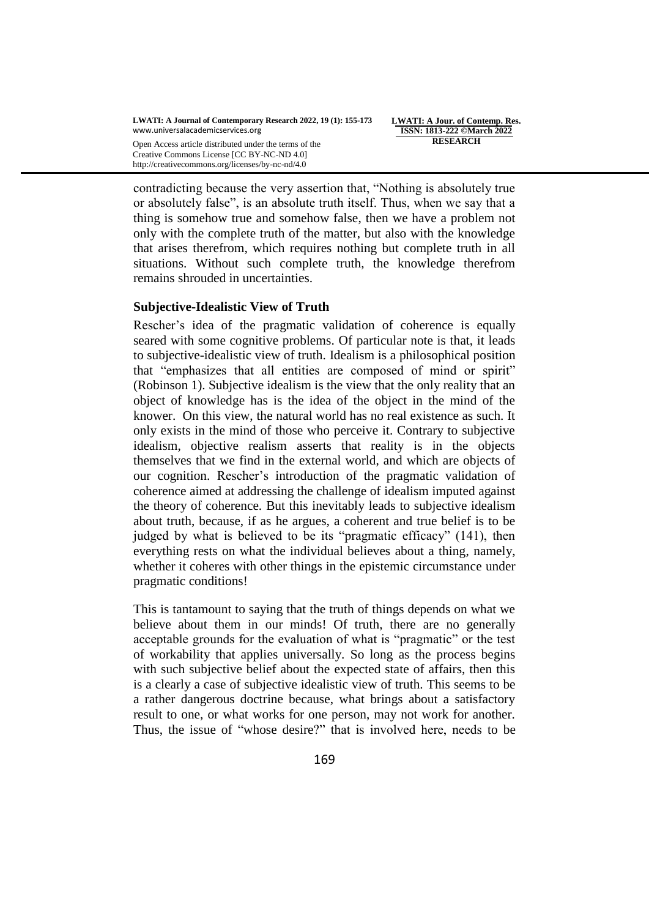contradicting because the very assertion that, "Nothing is absolutely true or absolutely false", is an absolute truth itself. Thus, when we say that a thing is somehow true and somehow false, then we have a problem not only with the complete truth of the matter, but also with the knowledge that arises therefrom, which requires nothing but complete truth in all situations. Without such complete truth, the knowledge therefrom remains shrouded in uncertainties.

### Subjective-Idealistic View of Truth

Rescher's idea of the pragmatic validation of coherence is equally seared with some cognitive problems. Of particular note is that, it leads to subjective-idealistic view of truth. Idealism is a philosophical position that "emphasizes that all entities are composed of mind or spirit" (Robinson 1). Subjective idealism is the view that the only reality that an object of knowledge has is the idea of the object in the mind of the knower. On this view, the natural world has no real existence as such. It only exists in the mind of those who perceive it. Contrary to subjective idealism, objective realism asserts that reality is in the objects themselves that we find in the external world, and which are objects of our cognition. Rescher's introduction of the pragmatic validation of coherence aimed at addressing the challenge of idealism imputed against the theory of coherence. But this inevitably leads to subjective idealism about truth, because, if as he argues, a coherent and true belief is to be judged by what is believed to be its "pragmatic efficacy" (141), then everything rests on what the individual believes about a thing, namely, whether it coheres with other things in the epistemic circumstance under pragmatic conditions!

This is tantamount to saying that the truth of things depends on what we believe about them in our minds! Of truth, there are no generally acceptable grounds for the evaluation of what is "pragmatic" or the test of workability that applies universally. So long as the process begins with such subjective belief about the expected state of affairs, then this is a clearly a case of subjective idealistic view of truth. This seems to be a rather dangerous doctrine because, what brings about a satisfactory result to one, or what works for one person, may not work for another. Thus, the issue of "whose desire?" that is involved here, needs to be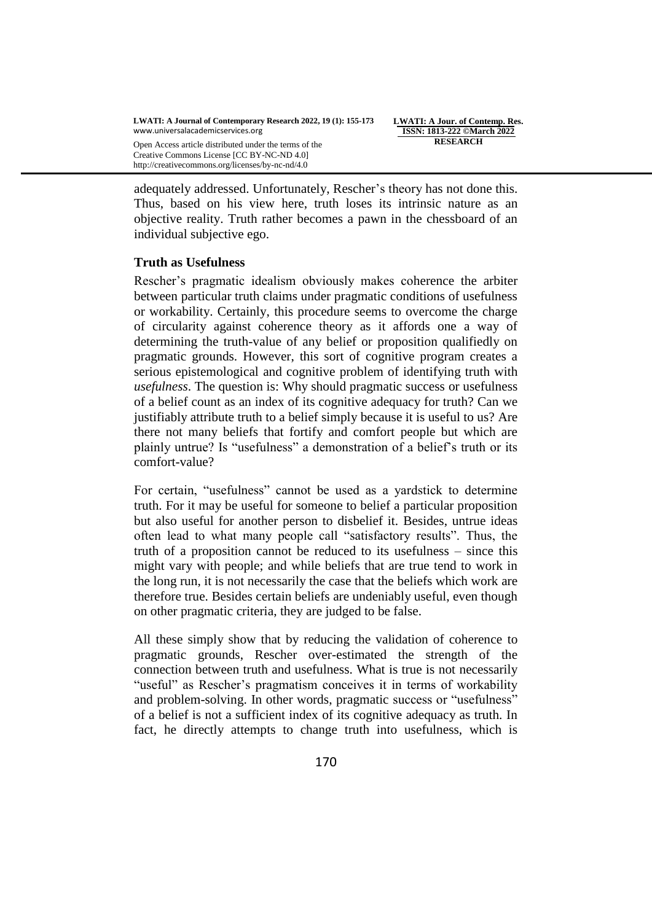adequately addressed. Unfortunately, Rescher's theory has not done this. Thus, based on his view here, truth loses its intrinsic nature as an objective reality. Truth rather becomes a pawn in the chessboard of an individual subjective ego.

### Truth as Usefulness

Rescher's pragmatic idealism obviously makes coherence the arbiter between particular truth claims under pragmatic conditions of usefulness or workability. Certainly, this procedure seems to overcome the charge of circularity against coherence theory as it affords one a way of determining the truth-value of any belief or proposition qualifiedly on pragmatic grounds. However, this sort of cognitive program creates a serious epistemological and cognitive problem of identifying truth with *usefulness*. The question is: Why should pragmatic success or usefulness of a belief count as an index of its cognitive adequacy for truth? Can we justifiably attribute truth to a belief simply because it is useful to us? Are there not many beliefs that fortify and comfort people but which are plainly untrue? Is "usefulness" a demonstration of a belief's truth or its comfort-value?

For certain, "usefulness" cannot be used as a yardstick to determine truth. For it may be useful for someone to belief a particular proposition but also useful for another person to disbelief it. Besides, untrue ideas often lead to what many people call "satisfactory results". Thus, the truth of a proposition cannot be reduced to its usefulness – since this might vary with people; and while beliefs that are true tend to work in the long run, it is not necessarily the case that the beliefs which work are therefore true. Besides certain beliefs are undeniably useful, even though on other pragmatic criteria, they are judged to be false.

All these simply show that by reducing the validation of coherence to pragmatic grounds, Rescher over-estimated the strength of the connection between truth and usefulness. What is true is not necessarily "useful" as Rescher's pragmatism conceives it in terms of workability and problem-solving. In other words, pragmatic success or "usefulness" of a belief is not a sufficient index of its cognitive adequacy as truth. In fact, he directly attempts to change truth into usefulness, which is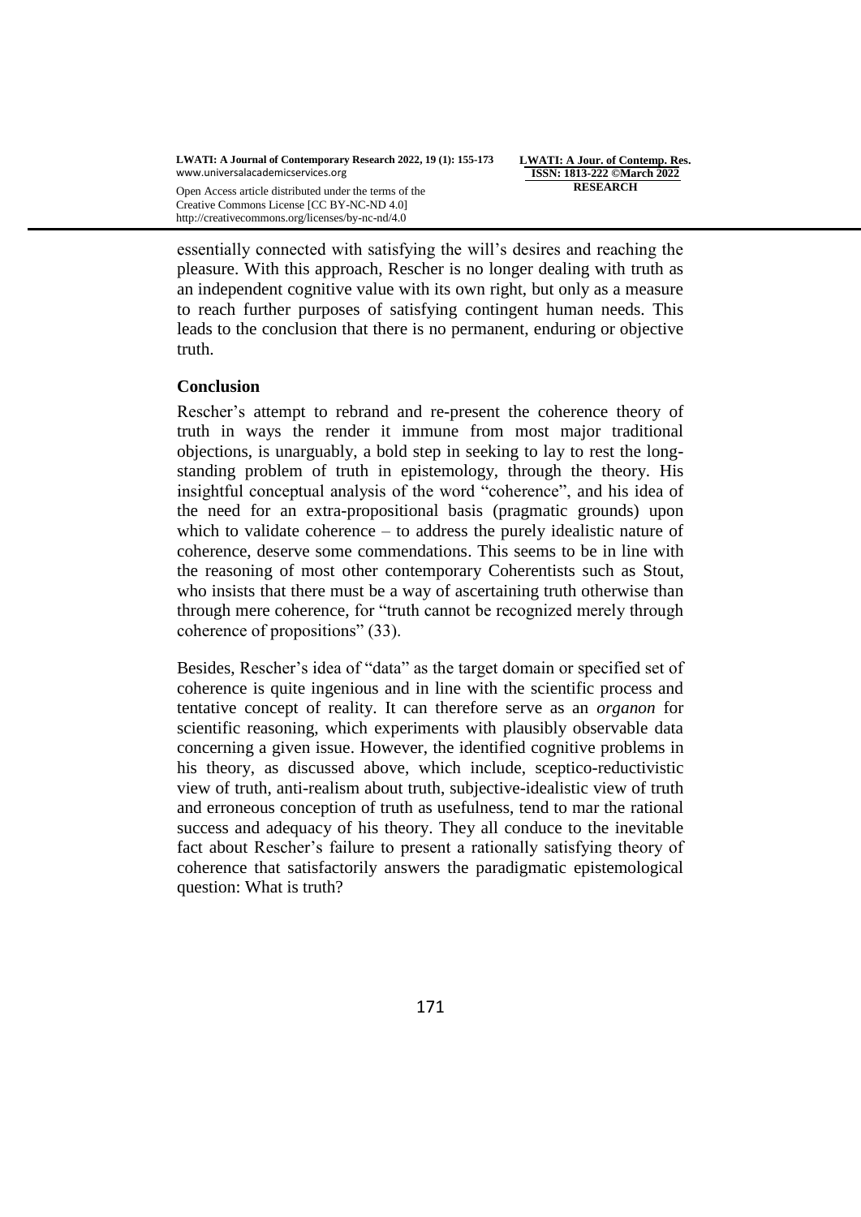essentially connected with satisfying the will's desires and reaching the pleasure. With this approach, Rescher is no longer dealing with truth as an independent cognitive value with its own right, but only as a measure to reach further purposes of satisfying contingent human needs. This leads to the conclusion that there is no permanent, enduring or objective truth.

## Conclusion

Rescher's attempt to rebrand and re-present the coherence theory of truth in ways the render it immune from most major traditional objections, is unarguably, a bold step in seeking to lay to rest the long-standing problem of truth in epistemology, through the theory. His insightful conceptual analysis of the word "coherence", and his idea of the need for an extra-propositional basis (pragmatic grounds) upon which to validate coherence – to address the purely idealistic nature of coherence, deserve some commendations. This seems to be in line with the reasoning of most other contemporary Coherentists such as Stout, who insists that there must be a way of ascertaining truth otherwise than through mere coherence, for "truth cannot be recognized merely through coherence of propositions" (33).

Besides, Rescher's idea of "data" as the target domain or specified set of coherence is quite ingenious and in line with the scientific process and tentative concept of reality. It can therefore serve as an *organon* for scientific reasoning, which experiments with plausibly observable data concerning a given issue. However, the identified cognitive problems in his theory, as discussed above, which include, sceptico-reductivistic view of truth, anti-realism about truth, subjective-idealistic view of truth and erroneous conception of truth as usefulness, tend to mar the rational success and adequacy of his theory. They all conduce to the inevitable fact about Rescher's failure to present a rationally satisfying theory of coherence that satisfactorily answers the paradigmatic epistemological question: What is truth?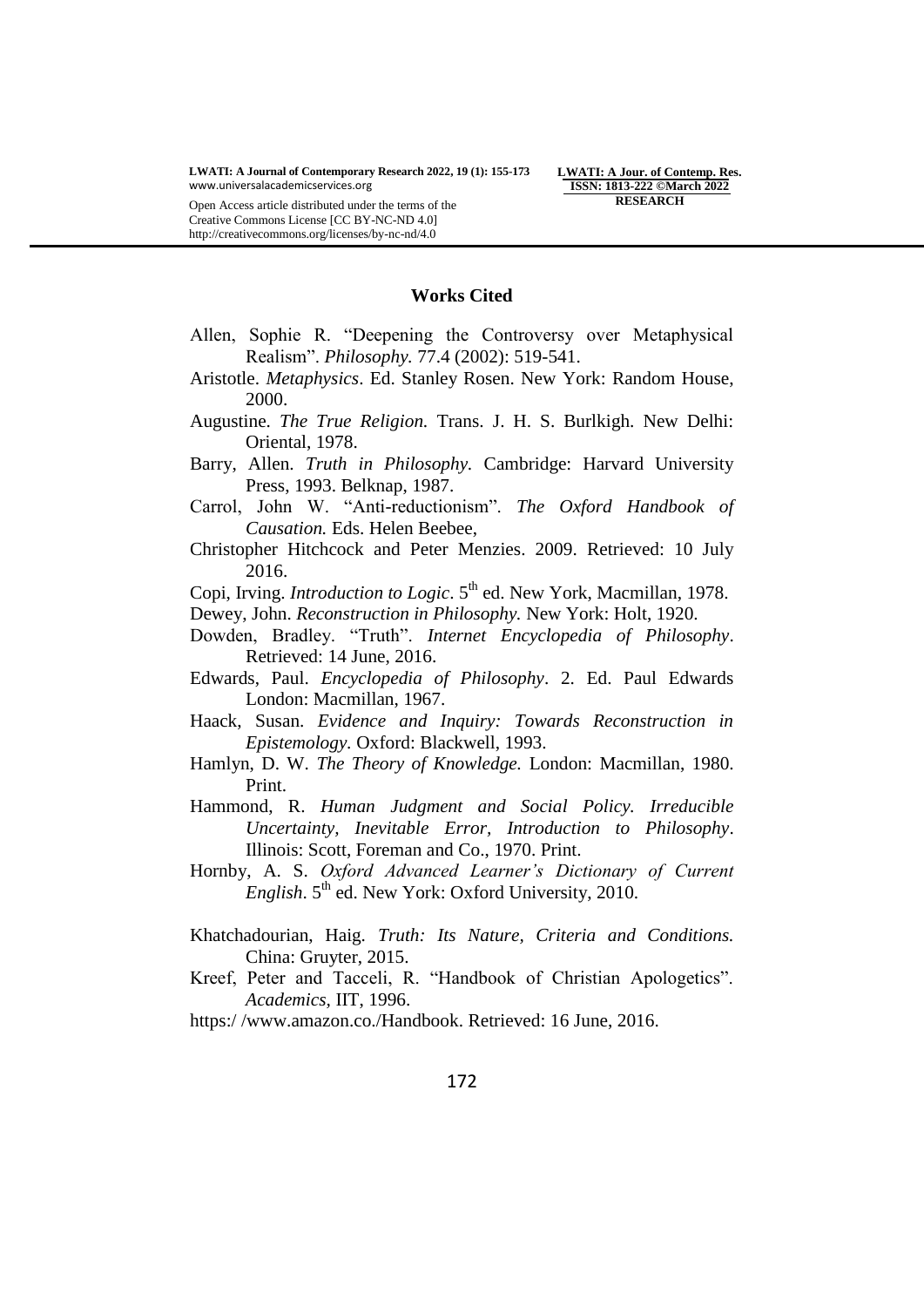## Works Cited

Allen, Sophie R. "Deepening the Controversy over Metaphysical Realism". *Philosophy.* 77.4 (2002): 519-541.

Aristotle. *Metaphysics*. Ed. Stanley Rosen. New York: Random House, 2000.

Augustine. *The True Religion.* Trans. J. H. S. Burlkigh. New Delhi: Oriental, 1978.

Barry, Allen. *Truth in Philosophy.* Cambridge: Harvard University Press, 1993. Belknap, 1987.

Carrol, John W. "Anti-reductionism". *The Oxford Handbook of Causation.* Eds. Helen Beebee,

Christopher Hitchcock and Peter Menzies. 2009. Retrieved: 10 July 2016.

Copi, Irving. *Introduction to Logic*. 5th ed. New York, Macmillan, 1978.

Dewey, John. *Reconstruction in Philosophy.* New York: Holt, 1920.

Dowden, Bradley. "Truth". *Internet Encyclopedia of Philosophy*. Retrieved: 14 June, 2016.

Edwards, Paul. *Encyclopedia of Philosophy*. 2. Ed. Paul Edwards London: Macmillan, 1967.

Haack, Susan. *Evidence and Inquiry: Towards Reconstruction in Epistemology.* Oxford: Blackwell, 1993.

Hamlyn, D. W. *The Theory of Knowledge.* London: Macmillan, 1980. Print.

Hammond, R. *Human Judgment and Social Policy. Irreducible Uncertainty, Inevitable Error, Introduction to Philosophy*. Illinois: Scott, Foreman and Co., 1970. Print.

Hornby, A. S. *Oxford Advanced Learner's Dictionary of Current English*. 5th ed. New York: Oxford University, 2010.

Khatchadourian, Haig. *Truth: Its Nature, Criteria and Conditions.* China: Gruyter, 2015.

Kreef, Peter and Tacceli, R. "Handbook of Christian Apologetics". *Academics,* IIT, 1996.

https:/ /www.amazon.co./Handbook. Retrieved: 16 June, 2016.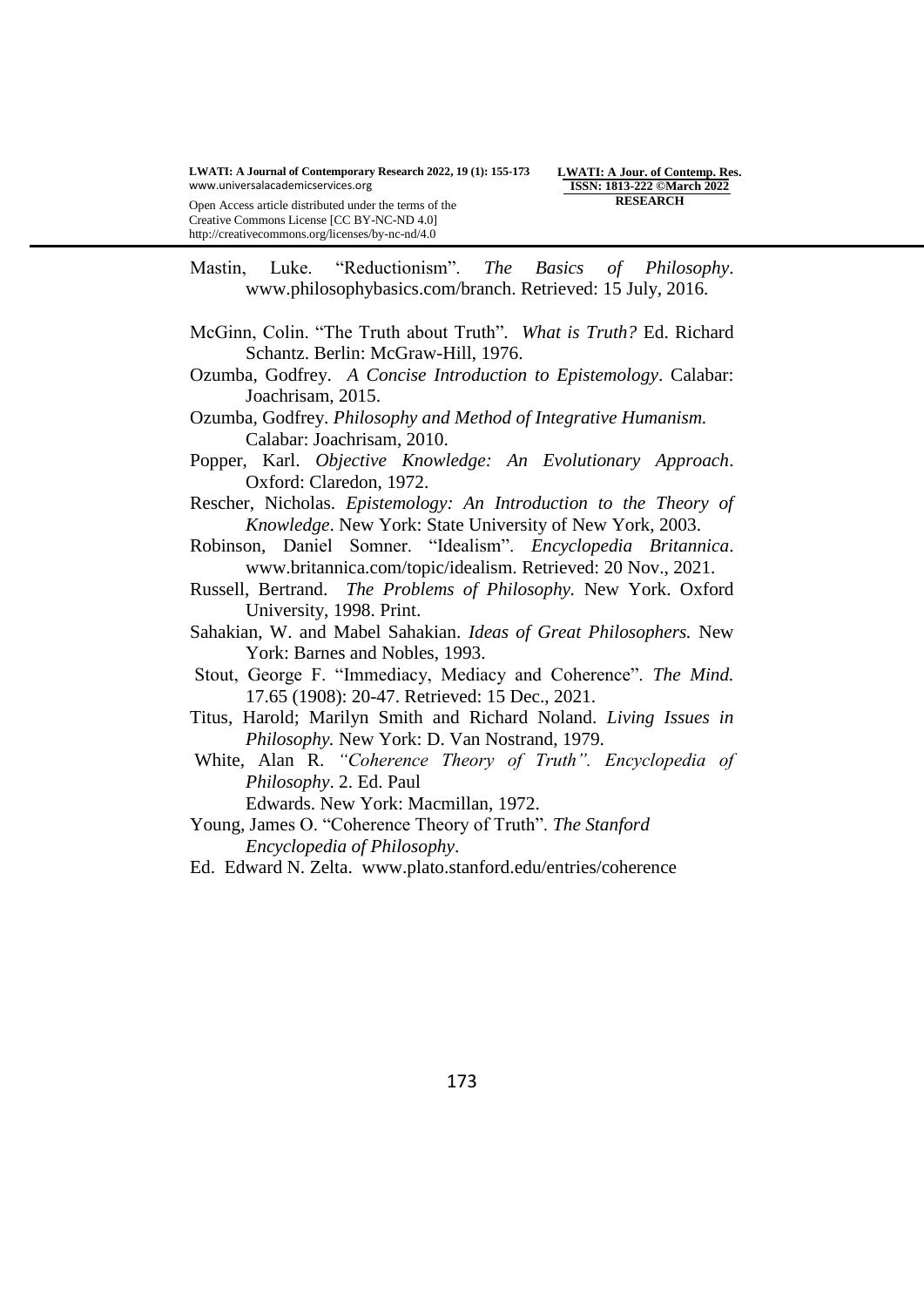Mastin, Luke. "Reductionism". *The Basics of Philosophy*. www.philosophybasics.com/branch. Retrieved: 15 July, 2016.

McGinn, Colin. "The Truth about Truth". *What is Truth?* Ed. Richard Schantz. Berlin: McGraw-Hill, 1976.

Ozumba, Godfrey. *A Concise Introduction to Epistemology*. Calabar: Joachrisam, 2015.

Ozumba, Godfrey. *Philosophy and Method of Integrative Humanism.* Calabar: Joachrisam, 2010.

Popper, Karl. *Objective Knowledge: An Evolutionary Approach*. Oxford: Claredon, 1972.

Rescher, Nicholas. *Epistemology: An Introduction to the Theory of Knowledge*. New York: State University of New York, 2003.

Robinson, Daniel Somner. "Idealism". *Encyclopedia Britannica*. www.britannica.com/topic/idealism. Retrieved: 20 Nov., 2021.

Russell, Bertrand. *The Problems of Philosophy.* New York. Oxford University, 1998. Print.

Sahakian, W. and Mabel Sahakian. *Ideas of Great Philosophers.* New York: Barnes and Nobles, 1993.

Stout, George F. "Immediacy, Mediacy and Coherence". *The Mind.* 17.65 (1908): 20-47. Retrieved: 15 Dec., 2021.

Titus, Harold; Marilyn Smith and Richard Noland. *Living Issues in Philosophy.* New York: D. Van Nostrand, 1979.

White, Alan R. *"Coherence Theory of Truth". Encyclopedia of Philosophy*. 2. Ed. Paul Edwards. New York: Macmillan, 1972.

Young, James O. "Coherence Theory of Truth". *The Stanford Encyclopedia of Philosophy*. Ed. Edward N. Zelta. www.plato.stanford.edu/entries/coherence